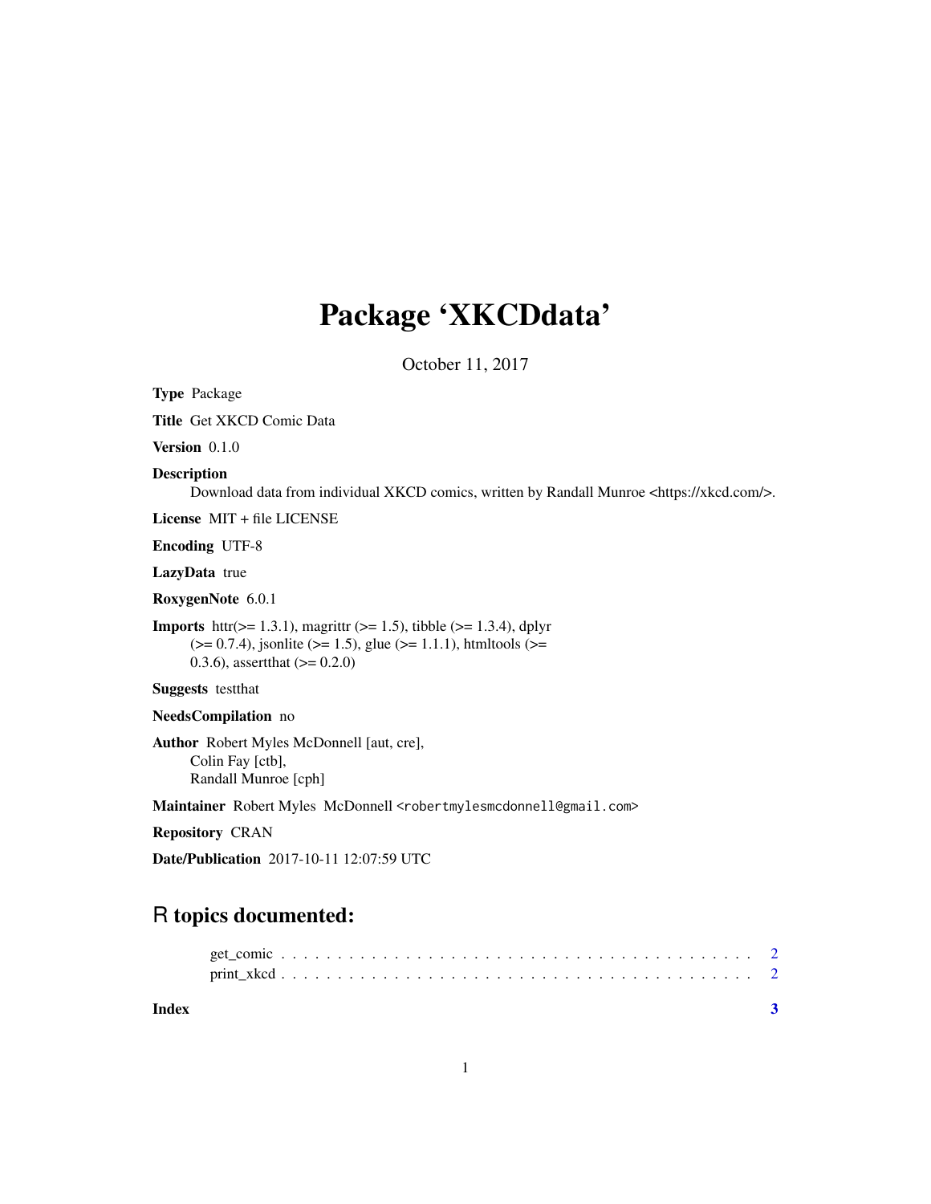# Package 'XKCDdata'

October 11, 2017

**Type** Package

**Title** Get XKCD Comic Data

**Version** 0.1.0

**Description** Download data from individual XKCD comics, written by Randall Munroe <https://xkcd.com/>.

**License** MIT + file LICENSE

**Encoding** UTF-8

**LazyData** true

**RoxygenNote** 6.0.1

**Imports** httr(>= 1.3.1), magrittr (>= 1.5), tibble (>= 1.3.4), dplyr (>= 0.7.4), jsonlite (>= 1.5), glue (>= 1.1.1), htmltools (>= 0.3.6), assertthat (>= 0.2.0)

**Suggests** testthat

**NeedsCompilation** no

**Author** Robert Myles McDonnell [aut, cre],
Colin Fay [ctb],
Randall Munroe [cph]

**Maintainer** Robert Myles McDonnell <robertmylesmcdonnell@gmail.com>

**Repository** CRAN

**Date/Publication** 2017-10-11 12:07:59 UTC

## R topics documented:

get_comic . . . . . . . . . . . . . . . . . . . . . . . . . . . . . . . . . . . . . . . . 2
print_xkcd . . . . . . . . . . . . . . . . . . . . . . . . . . . . . . . . . . . . . . . . 2

**Index** **3**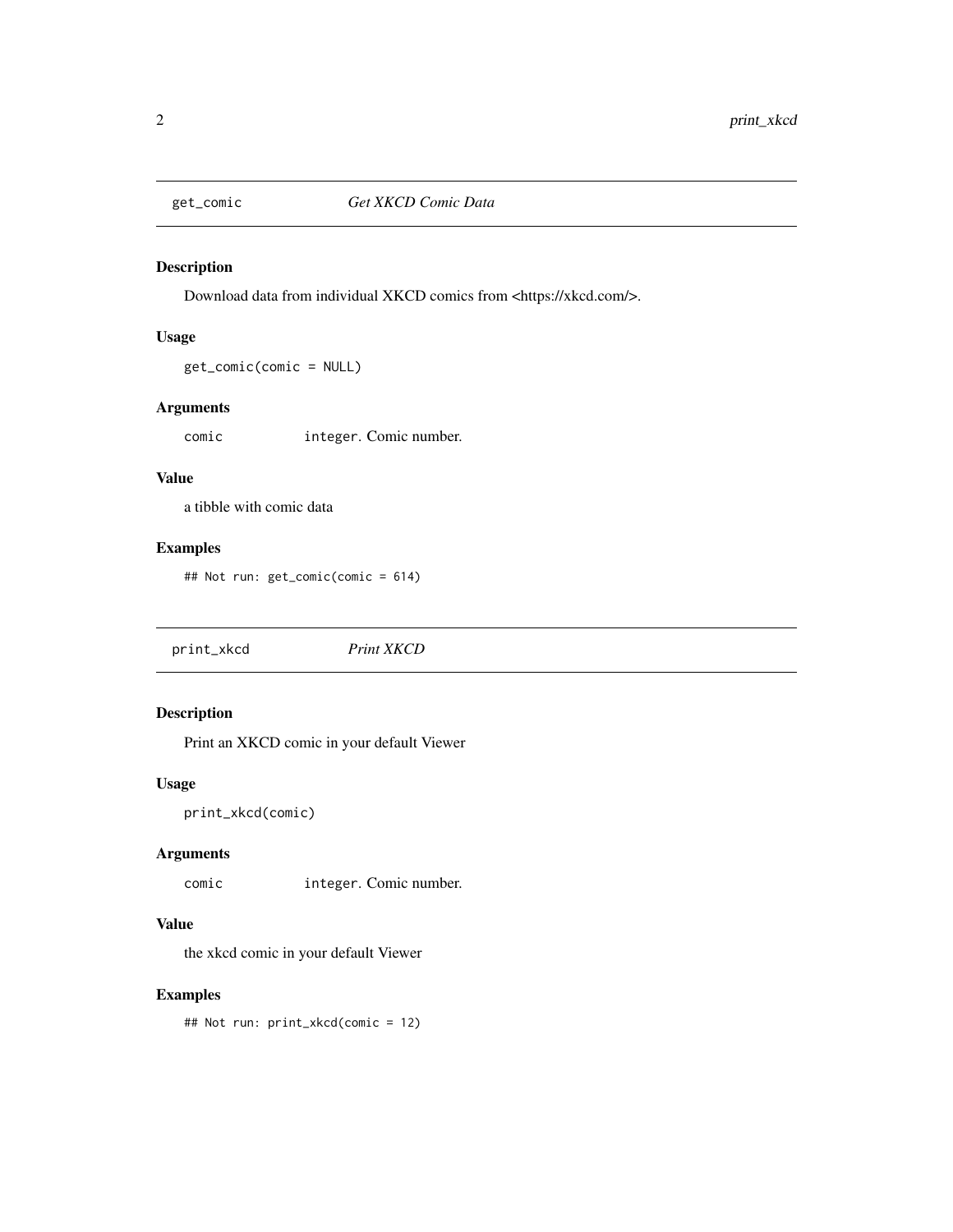## get_comic — *Get XKCD Comic Data*

### Description

Download data from individual XKCD comics from <https://xkcd.com/>.

### Usage

```
get_comic(comic = NULL)
```

### Arguments

| | |
|---|---|
| `comic` | `integer`. Comic number. |

### Value

a tibble with comic data

### Examples

```
## Not run: get_comic(comic = 614)
```

## print_xkcd — *Print XKCD*

### Description

Print an XKCD comic in your default Viewer

### Usage

```
print_xkcd(comic)
```

### Arguments

| | |
|---|---|
| `comic` | `integer`. Comic number. |

### Value

the xkcd comic in your default Viewer

### Examples

```
## Not run: print_xkcd(comic = 12)
```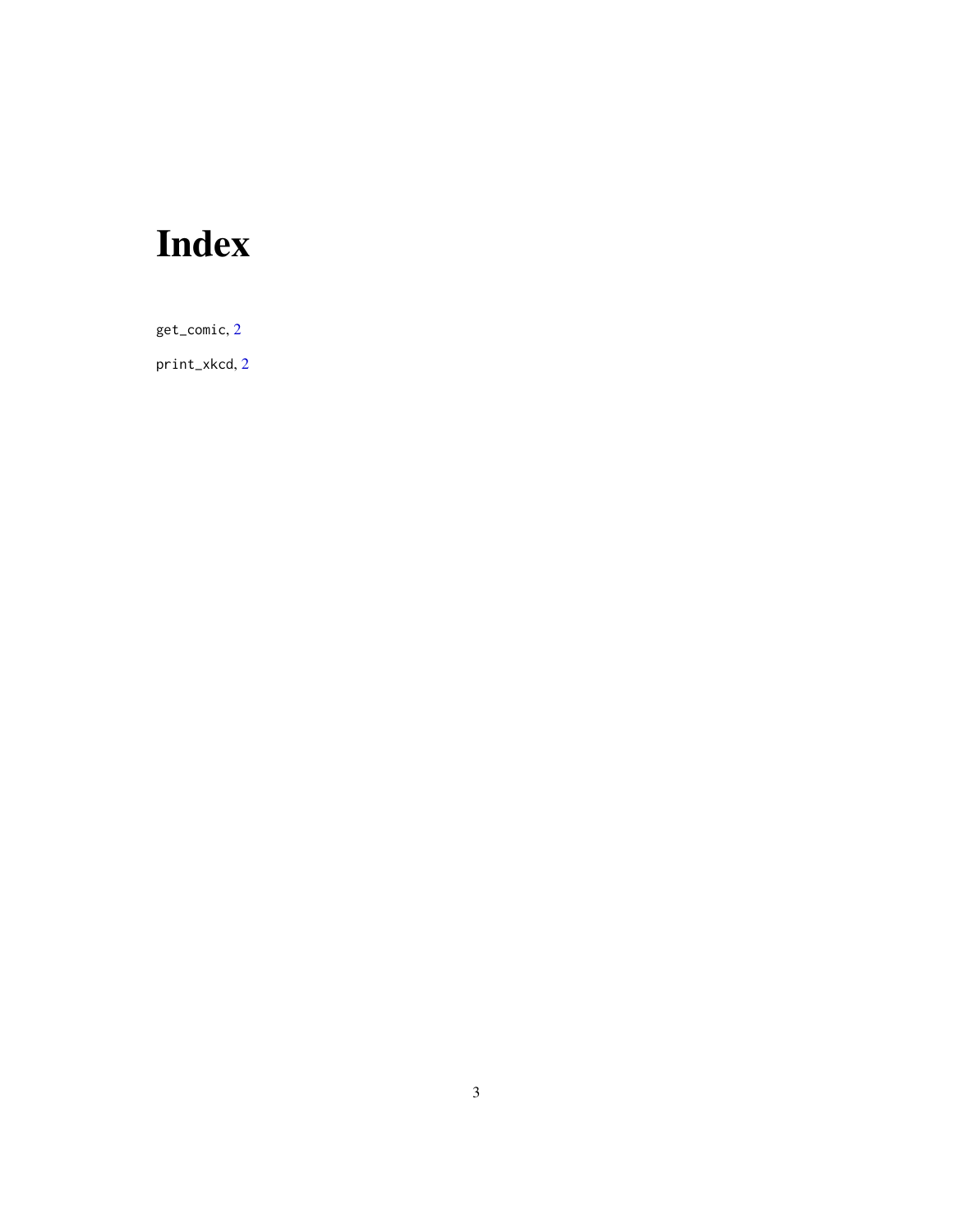# Index

get_comic, 2

print_xkcd, 2